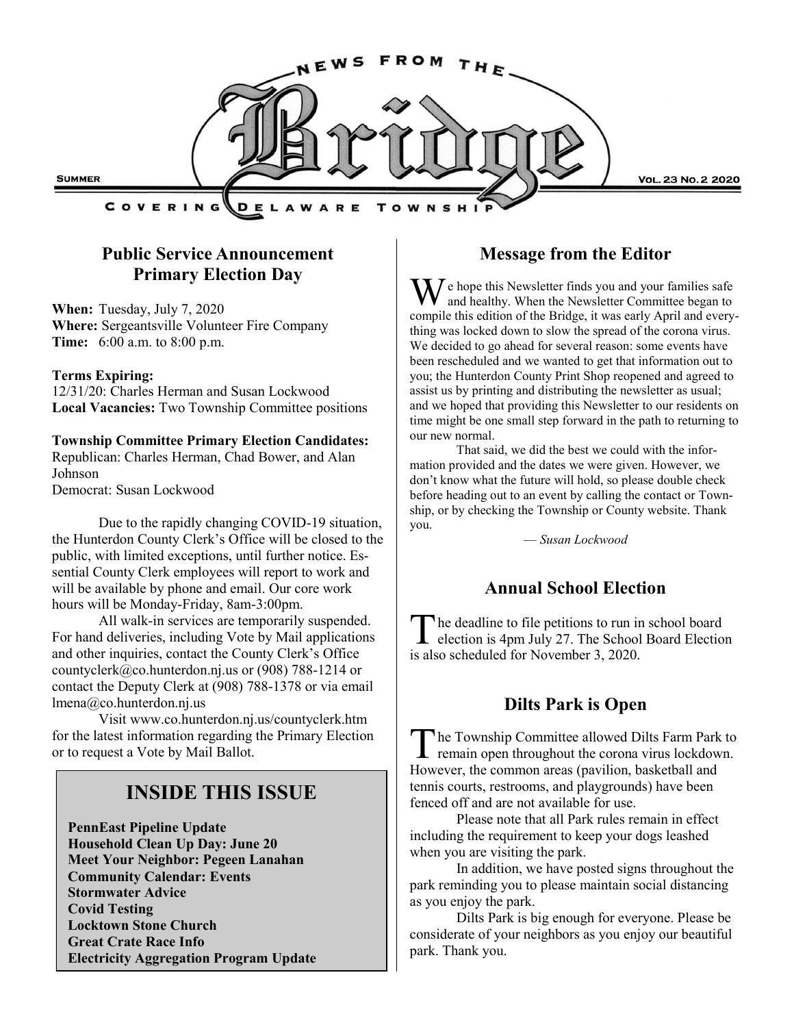# News from the Bridge

**Summer** — **Vol. 23 No. 2 2020**

Covering Delaware Township

## Public Service Announcement
## Primary Election Day

**When:** Tuesday, July 7, 2020
**Where:** Sergeantsville Volunteer Fire Company
**Time:** 6:00 a.m. to 8:00 p.m.

**Terms Expiring:**
12/31/20: Charles Herman and Susan Lockwood
**Local Vacancies:** Two Township Committee positions

**Township Committee Primary Election Candidates:**
Republican: Charles Herman, Chad Bower, and Alan Johnson
Democrat: Susan Lockwood

Due to the rapidly changing COVID-19 situation, the Hunterdon County Clerk's Office will be closed to the public, with limited exceptions, until further notice. Essential County Clerk employees will report to work and will be available by phone and email. Our core work hours will be Monday-Friday, 8am-3:00pm.

All walk-in services are temporarily suspended. For hand deliveries, including Vote by Mail applications and other inquiries, contact the County Clerk's Office countyclerk@co.hunterdon.nj.us or (908) 788-1214 or contact the Deputy Clerk at (908) 788-1378 or via email lmena@co.hunterdon.nj.us

Visit www.co.hunterdon.nj.us/countyclerk.htm for the latest information regarding the Primary Election or to request a Vote by Mail Ballot.

## INSIDE THIS ISSUE

**PennEast Pipeline Update**
**Household Clean Up Day: June 20**
**Meet Your Neighbor: Pegeen Lanahan**
**Community Calendar: Events**
**Stormwater Advice**
**Covid Testing**
**Locktown Stone Church**
**Great Crate Race Info**
**Electricity Aggregation Program Update**

## Message from the Editor

We hope this Newsletter finds you and your families safe and healthy. When the Newsletter Committee began to compile this edition of the Bridge, it was early April and everything was locked down to slow the spread of the corona virus. We decided to go ahead for several reason: some events have been rescheduled and we wanted to get that information out to you; the Hunterdon County Print Shop reopened and agreed to assist us by printing and distributing the newsletter as usual; and we hoped that providing this Newsletter to our residents on time might be one small step forward in the path to returning to our new normal.

That said, we did the best we could with the information provided and the dates we were given. However, we don't know what the future will hold, so please double check before heading out to an event by calling the contact or Township, or by checking the Township or County website. Thank you.

— *Susan Lockwood*

## Annual School Election

The deadline to file petitions to run in school board election is 4pm July 27. The School Board Election is also scheduled for November 3, 2020.

## Dilts Park is Open

The Township Committee allowed Dilts Farm Park to remain open throughout the corona virus lockdown. However, the common areas (pavilion, basketball and tennis courts, restrooms, and playgrounds) have been fenced off and are not available for use.

Please note that all Park rules remain in effect including the requirement to keep your dogs leashed when you are visiting the park.

In addition, we have posted signs throughout the park reminding you to please maintain social distancing as you enjoy the park.

Dilts Park is big enough for everyone. Please be considerate of your neighbors as you enjoy our beautiful park. Thank you.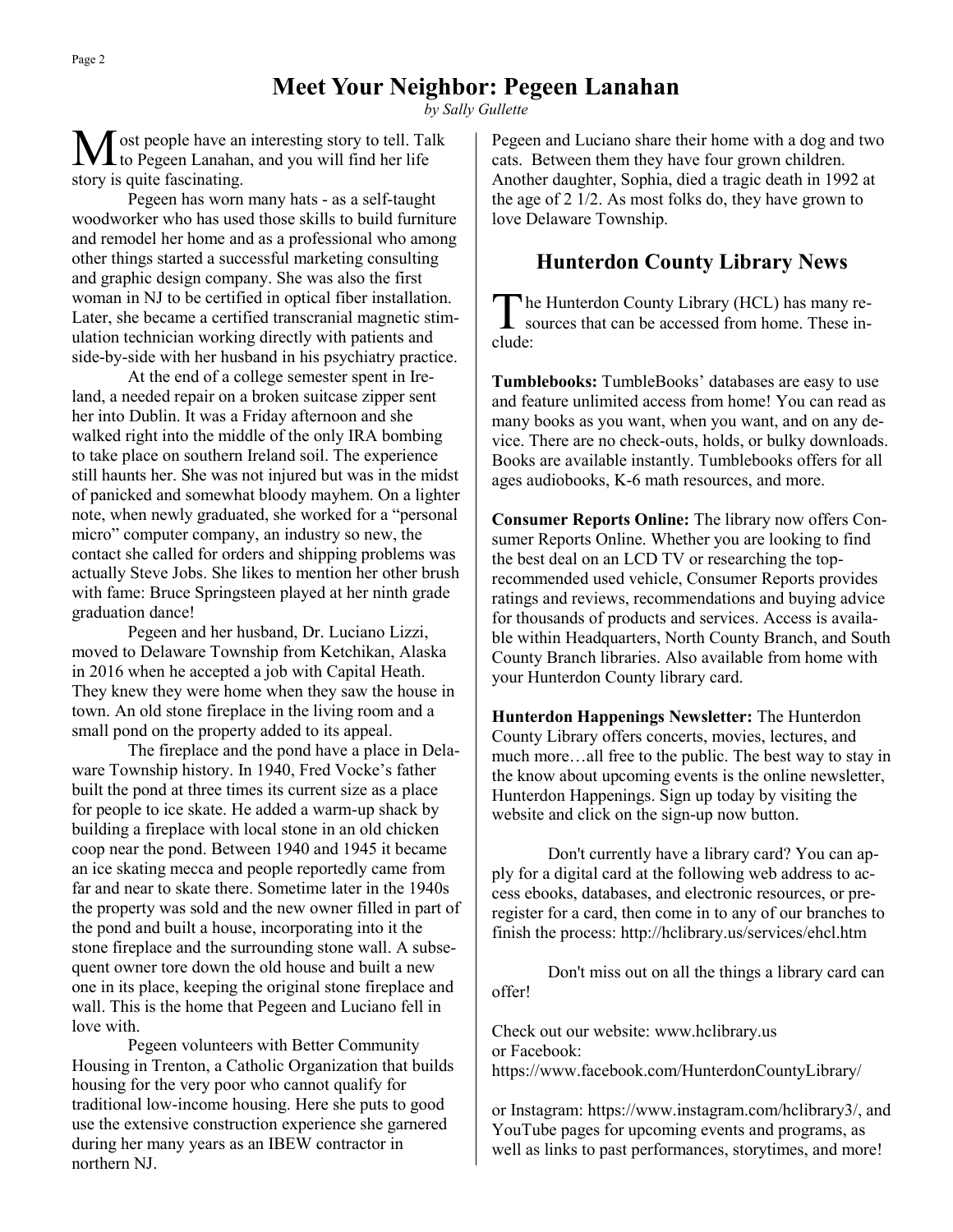## Meet Your Neighbor: Pegeen Lanahan

*by Sally Gullette*

Most people have an interesting story to tell. Talk to Pegeen Lanahan, and you will find her life story is quite fascinating.

Pegeen has worn many hats - as a self-taught woodworker who has used those skills to build furniture and remodel her home and as a professional who among other things started a successful marketing consulting and graphic design company. She was also the first woman in NJ to be certified in optical fiber installation. Later, she became a certified transcranial magnetic stimulation technician working directly with patients and side-by-side with her husband in his psychiatry practice.

At the end of a college semester spent in Ireland, a needed repair on a broken suitcase zipper sent her into Dublin. It was a Friday afternoon and she walked right into the middle of the only IRA bombing to take place on southern Ireland soil. The experience still haunts her. She was not injured but was in the midst of panicked and somewhat bloody mayhem. On a lighter note, when newly graduated, she worked for a "personal micro" computer company, an industry so new, the contact she called for orders and shipping problems was actually Steve Jobs. She likes to mention her other brush with fame: Bruce Springsteen played at her ninth grade graduation dance!

Pegeen and her husband, Dr. Luciano Lizzi, moved to Delaware Township from Ketchikan, Alaska in 2016 when he accepted a job with Capital Heath. They knew they were home when they saw the house in town. An old stone fireplace in the living room and a small pond on the property added to its appeal.

The fireplace and the pond have a place in Delaware Township history. In 1940, Fred Vocke's father built the pond at three times its current size as a place for people to ice skate. He added a warm-up shack by building a fireplace with local stone in an old chicken coop near the pond. Between 1940 and 1945 it became an ice skating mecca and people reportedly came from far and near to skate there. Sometime later in the 1940s the property was sold and the new owner filled in part of the pond and built a house, incorporating into it the stone fireplace and the surrounding stone wall. A subsequent owner tore down the old house and built a new one in its place, keeping the original stone fireplace and wall. This is the home that Pegeen and Luciano fell in love with.

Pegeen volunteers with Better Community Housing in Trenton, a Catholic Organization that builds housing for the very poor who cannot qualify for traditional low-income housing. Here she puts to good use the extensive construction experience she garnered during her many years as an IBEW contractor in northern NJ.

Pegeen and Luciano share their home with a dog and two cats. Between them they have four grown children. Another daughter, Sophia, died a tragic death in 1992 at the age of 2 1/2. As most folks do, they have grown to love Delaware Township.

## Hunterdon County Library News

The Hunterdon County Library (HCL) has many resources that can be accessed from home. These include:

**Tumblebooks:** TumbleBooks' databases are easy to use and feature unlimited access from home! You can read as many books as you want, when you want, and on any device. There are no check-outs, holds, or bulky downloads. Books are available instantly. Tumblebooks offers for all ages audiobooks, K-6 math resources, and more.

**Consumer Reports Online:** The library now offers Consumer Reports Online. Whether you are looking to find the best deal on an LCD TV or researching the top-recommended used vehicle, Consumer Reports provides ratings and reviews, recommendations and buying advice for thousands of products and services. Access is available within Headquarters, North County Branch, and South County Branch libraries. Also available from home with your Hunterdon County library card.

**Hunterdon Happenings Newsletter:** The Hunterdon County Library offers concerts, movies, lectures, and much more…all free to the public. The best way to stay in the know about upcoming events is the online newsletter, Hunterdon Happenings. Sign up today by visiting the website and click on the sign-up now button.

Don't currently have a library card? You can apply for a digital card at the following web address to access ebooks, databases, and electronic resources, or pre-register for a card, then come in to any of our branches to finish the process: http://hclibrary.us/services/ehcl.htm

Don't miss out on all the things a library card can offer!

Check out our website: www.hclibrary.us
or Facebook:
https://www.facebook.com/HunterdonCountyLibrary/

or Instagram: https://www.instagram.com/hclibrary3/, and YouTube pages for upcoming events and programs, as well as links to past performances, storytimes, and more!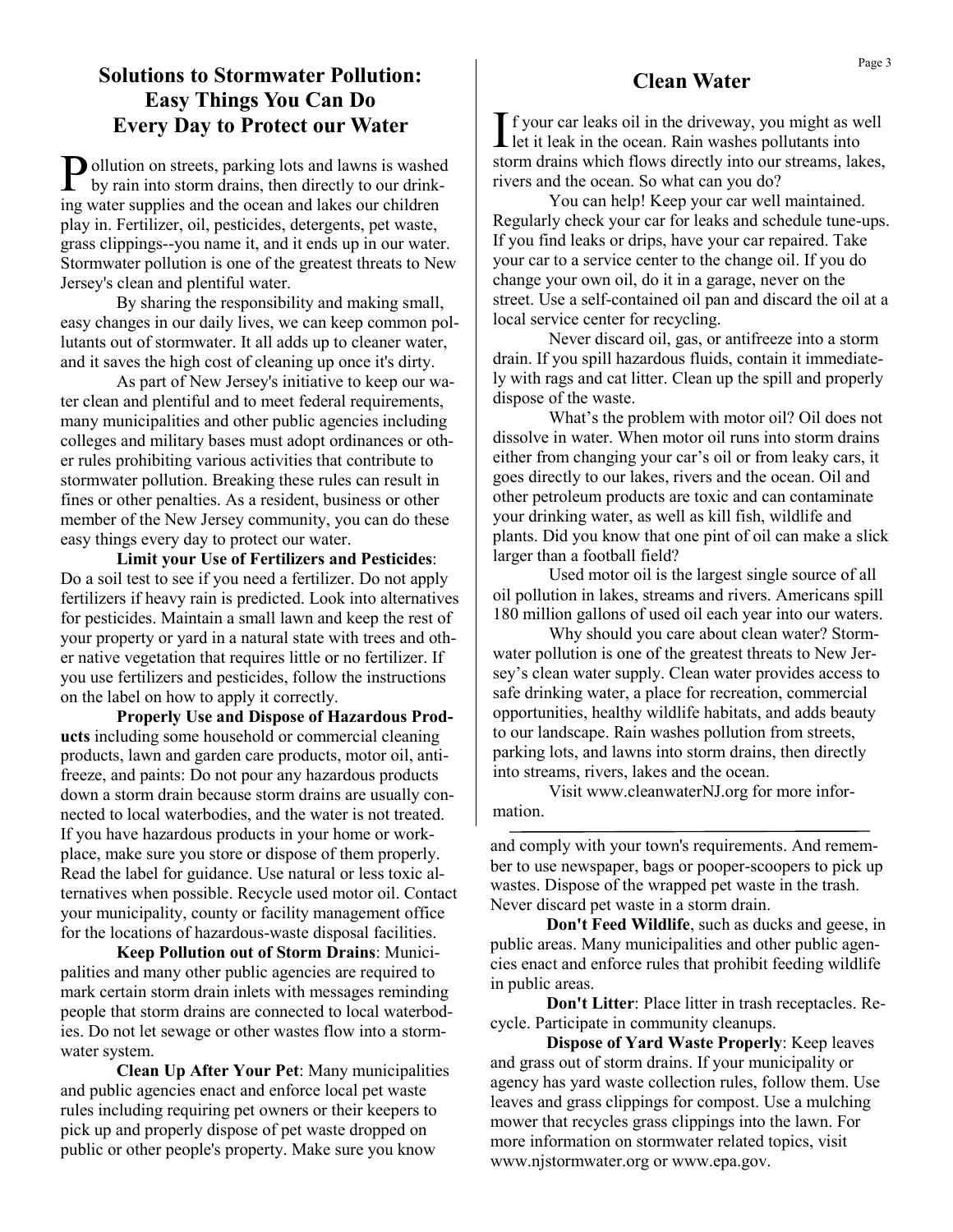## Solutions to Stormwater Pollution: Easy Things You Can Do Every Day to Protect our Water

Pollution on streets, parking lots and lawns is washed by rain into storm drains, then directly to our drinking water supplies and the ocean and lakes our children play in. Fertilizer, oil, pesticides, detergents, pet waste, grass clippings--you name it, and it ends up in our water. Stormwater pollution is one of the greatest threats to New Jersey's clean and plentiful water.

By sharing the responsibility and making small, easy changes in our daily lives, we can keep common pollutants out of stormwater. It all adds up to cleaner water, and it saves the high cost of cleaning up once it's dirty.

As part of New Jersey's initiative to keep our water clean and plentiful and to meet federal requirements, many municipalities and other public agencies including colleges and military bases must adopt ordinances or other rules prohibiting various activities that contribute to stormwater pollution. Breaking these rules can result in fines or other penalties. As a resident, business or other member of the New Jersey community, you can do these easy things every day to protect our water.

**Limit your Use of Fertilizers and Pesticides**: Do a soil test to see if you need a fertilizer. Do not apply fertilizers if heavy rain is predicted. Look into alternatives for pesticides. Maintain a small lawn and keep the rest of your property or yard in a natural state with trees and other native vegetation that requires little or no fertilizer. If you use fertilizers and pesticides, follow the instructions on the label on how to apply it correctly.

**Properly Use and Dispose of Hazardous Products** including some household or commercial cleaning products, lawn and garden care products, motor oil, antifreeze, and paints: Do not pour any hazardous products down a storm drain because storm drains are usually connected to local waterbodies, and the water is not treated. If you have hazardous products in your home or workplace, make sure you store or dispose of them properly. Read the label for guidance. Use natural or less toxic alternatives when possible. Recycle used motor oil. Contact your municipality, county or facility management office for the locations of hazardous-waste disposal facilities.

**Keep Pollution out of Storm Drains**: Municipalities and many other public agencies are required to mark certain storm drain inlets with messages reminding people that storm drains are connected to local waterbodies. Do not let sewage or other wastes flow into a stormwater system.

**Clean Up After Your Pet**: Many municipalities and public agencies enact and enforce local pet waste rules including requiring pet owners or their keepers to pick up and properly dispose of pet waste dropped on public or other people's property. Make sure you know and comply with your town's requirements. And remember to use newspaper, bags or pooper-scoopers to pick up wastes. Dispose of the wrapped pet waste in the trash. Never discard pet waste in a storm drain.

**Don't Feed Wildlife**, such as ducks and geese, in public areas. Many municipalities and other public agencies enact and enforce rules that prohibit feeding wildlife in public areas.

**Don't Litter**: Place litter in trash receptacles. Recycle. Participate in community cleanups.

**Dispose of Yard Waste Properly**: Keep leaves and grass out of storm drains. If your municipality or agency has yard waste collection rules, follow them. Use leaves and grass clippings for compost. Use a mulching mower that recycles grass clippings into the lawn. For more information on stormwater related topics, visit www.njstormwater.org or www.epa.gov.

## Clean Water

If your car leaks oil in the driveway, you might as well let it leak in the ocean. Rain washes pollutants into storm drains which flows directly into our streams, lakes, rivers and the ocean. So what can you do?

You can help! Keep your car well maintained. Regularly check your car for leaks and schedule tune-ups. If you find leaks or drips, have your car repaired. Take your car to a service center to the change oil. If you do change your own oil, do it in a garage, never on the street. Use a self-contained oil pan and discard the oil at a local service center for recycling.

Never discard oil, gas, or antifreeze into a storm drain. If you spill hazardous fluids, contain it immediately with rags and cat litter. Clean up the spill and properly dispose of the waste.

What's the problem with motor oil? Oil does not dissolve in water. When motor oil runs into storm drains either from changing your car's oil or from leaky cars, it goes directly to our lakes, rivers and the ocean. Oil and other petroleum products are toxic and can contaminate your drinking water, as well as kill fish, wildlife and plants. Did you know that one pint of oil can make a slick larger than a football field?

Used motor oil is the largest single source of all oil pollution in lakes, streams and rivers. Americans spill 180 million gallons of used oil each year into our waters.

Why should you care about clean water? Stormwater pollution is one of the greatest threats to New Jersey's clean water supply. Clean water provides access to safe drinking water, a place for recreation, commercial opportunities, healthy wildlife habitats, and adds beauty to our landscape. Rain washes pollution from streets, parking lots, and lawns into storm drains, then directly into streams, rivers, lakes and the ocean.

Visit www.cleanwaterNJ.org for more information.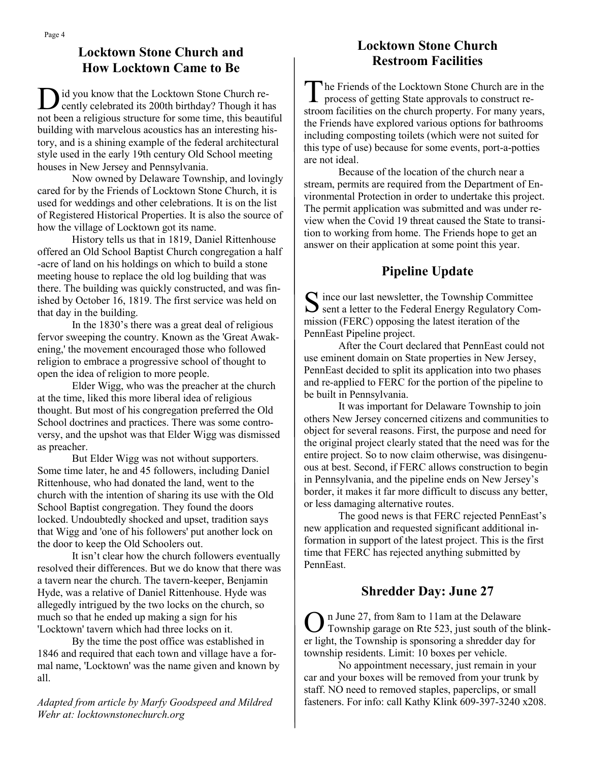## Locktown Stone Church and How Locktown Came to Be

Did you know that the Locktown Stone Church recently celebrated its 200th birthday? Though it has not been a religious structure for some time, this beautiful building with marvelous acoustics has an interesting history, and is a shining example of the federal architectural style used in the early 19th century Old School meeting houses in New Jersey and Pennsylvania.

Now owned by Delaware Township, and lovingly cared for by the Friends of Locktown Stone Church, it is used for weddings and other celebrations. It is on the list of Registered Historical Properties. It is also the source of how the village of Locktown got its name.

History tells us that in 1819, Daniel Rittenhouse offered an Old School Baptist Church congregation a half-acre of land on his holdings on which to build a stone meeting house to replace the old log building that was there. The building was quickly constructed, and was finished by October 16, 1819. The first service was held on that day in the building.

In the 1830's there was a great deal of religious fervor sweeping the country. Known as the 'Great Awakening,' the movement encouraged those who followed religion to embrace a progressive school of thought to open the idea of religion to more people.

Elder Wigg, who was the preacher at the church at the time, liked this more liberal idea of religious thought. But most of his congregation preferred the Old School doctrines and practices. There was some controversy, and the upshot was that Elder Wigg was dismissed as preacher.

But Elder Wigg was not without supporters. Some time later, he and 45 followers, including Daniel Rittenhouse, who had donated the land, went to the church with the intention of sharing its use with the Old School Baptist congregation. They found the doors locked. Undoubtedly shocked and upset, tradition says that Wigg and 'one of his followers' put another lock on the door to keep the Old Schoolers out.

It isn't clear how the church followers eventually resolved their differences. But we do know that there was a tavern near the church. The tavern-keeper, Benjamin Hyde, was a relative of Daniel Rittenhouse. Hyde was allegedly intrigued by the two locks on the church, so much so that he ended up making a sign for his 'Locktown' tavern which had three locks on it.

By the time the post office was established in 1846 and required that each town and village have a formal name, 'Locktown' was the name given and known by all.

*Adapted from article by Marfy Goodspeed and Mildred Wehr at: locktownstonechurch.org*

## Locktown Stone Church Restroom Facilities

The Friends of the Locktown Stone Church are in the process of getting State approvals to construct restroom facilities on the church property. For many years, the Friends have explored various options for bathrooms including composting toilets (which were not suited for this type of use) because for some events, port-a-potties are not ideal.

Because of the location of the church near a stream, permits are required from the Department of Environmental Protection in order to undertake this project. The permit application was submitted and was under review when the Covid 19 threat caused the State to transition to working from home. The Friends hope to get an answer on their application at some point this year.

## Pipeline Update

Since our last newsletter, the Township Committee sent a letter to the Federal Energy Regulatory Commission (FERC) opposing the latest iteration of the PennEast Pipeline project.

After the Court declared that PennEast could not use eminent domain on State properties in New Jersey, PennEast decided to split its application into two phases and re-applied to FERC for the portion of the pipeline to be built in Pennsylvania.

It was important for Delaware Township to join others New Jersey concerned citizens and communities to object for several reasons. First, the purpose and need for the original project clearly stated that the need was for the entire project. So to now claim otherwise, was disingenuous at best. Second, if FERC allows construction to begin in Pennsylvania, and the pipeline ends on New Jersey's border, it makes it far more difficult to discuss any better, or less damaging alternative routes.

The good news is that FERC rejected PennEast's new application and requested significant additional information in support of the latest project. This is the first time that FERC has rejected anything submitted by PennEast.

## Shredder Day: June 27

On June 27, from 8am to 11am at the Delaware Township garage on Rte 523, just south of the blinker light, the Township is sponsoring a shredder day for township residents. Limit: 10 boxes per vehicle.

No appointment necessary, just remain in your car and your boxes will be removed from your trunk by staff. NO need to removed staples, paperclips, or small fasteners. For info: call Kathy Klink 609-397-3240 x208.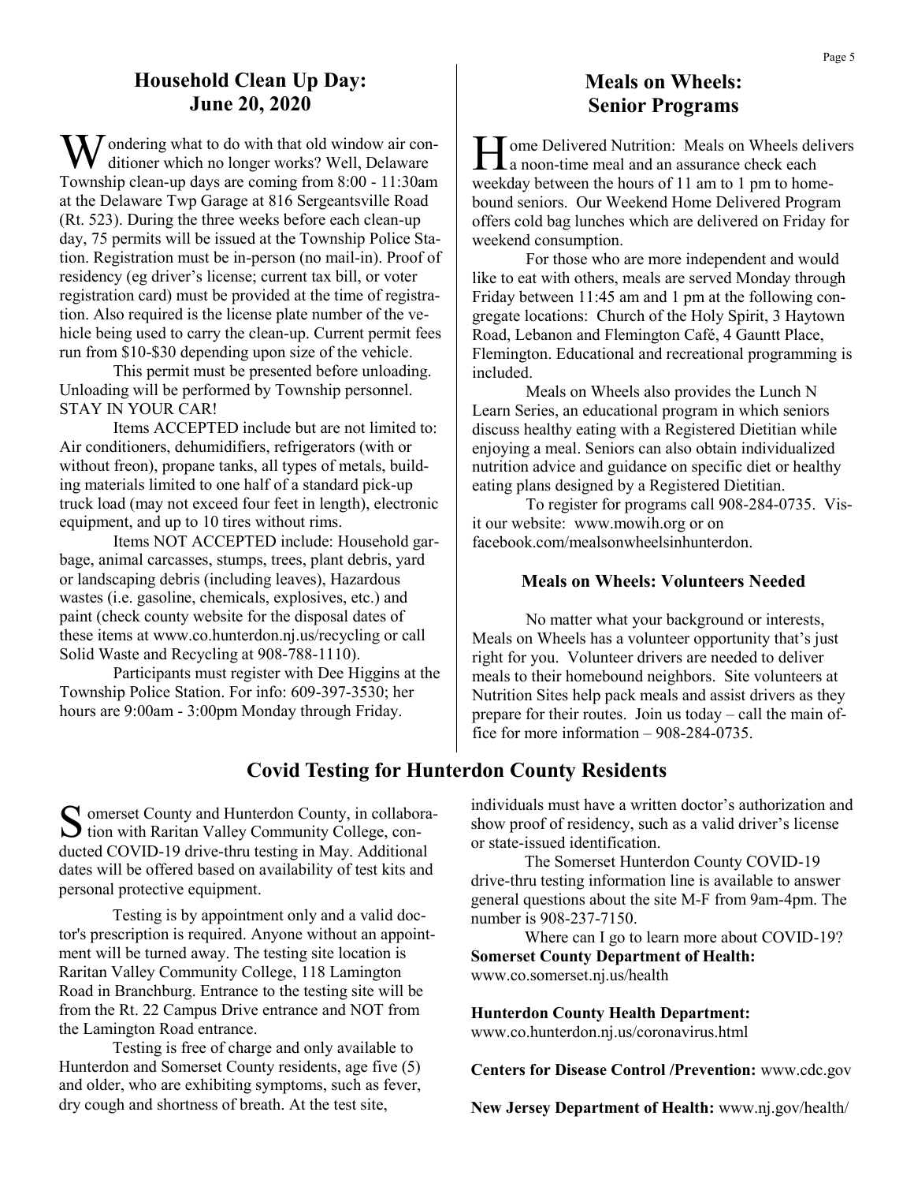## Household Clean Up Day: June 20, 2020

Wondering what to do with that old window air conditioner which no longer works? Well, Delaware Township clean-up days are coming from 8:00 - 11:30am at the Delaware Twp Garage at 816 Sergeantsville Road (Rt. 523). During the three weeks before each clean-up day, 75 permits will be issued at the Township Police Station. Registration must be in-person (no mail-in). Proof of residency (eg driver's license; current tax bill, or voter registration card) must be provided at the time of registration. Also required is the license plate number of the vehicle being used to carry the clean-up. Current permit fees run from $10-$30 depending upon size of the vehicle.

This permit must be presented before unloading. Unloading will be performed by Township personnel. STAY IN YOUR CAR!

Items ACCEPTED include but are not limited to: Air conditioners, dehumidifiers, refrigerators (with or without freon), propane tanks, all types of metals, building materials limited to one half of a standard pick-up truck load (may not exceed four feet in length), electronic equipment, and up to 10 tires without rims.

Items NOT ACCEPTED include: Household garbage, animal carcasses, stumps, trees, plant debris, yard or landscaping debris (including leaves), Hazardous wastes (i.e. gasoline, chemicals, explosives, etc.) and paint (check county website for the disposal dates of these items at www.co.hunterdon.nj.us/recycling or call Solid Waste and Recycling at 908-788-1110).

Participants must register with Dee Higgins at the Township Police Station. For info: 609-397-3530; her hours are 9:00am - 3:00pm Monday through Friday.

## Meals on Wheels: Senior Programs

Home Delivered Nutrition: Meals on Wheels delivers a noon-time meal and an assurance check each weekday between the hours of 11 am to 1 pm to homebound seniors. Our Weekend Home Delivered Program offers cold bag lunches which are delivered on Friday for weekend consumption.

For those who are more independent and would like to eat with others, meals are served Monday through Friday between 11:45 am and 1 pm at the following congregate locations: Church of the Holy Spirit, 3 Haytown Road, Lebanon and Flemington Café, 4 Gauntt Place, Flemington. Educational and recreational programming is included.

Meals on Wheels also provides the Lunch N Learn Series, an educational program in which seniors discuss healthy eating with a Registered Dietitian while enjoying a meal. Seniors can also obtain individualized nutrition advice and guidance on specific diet or healthy eating plans designed by a Registered Dietitian.

To register for programs call 908-284-0735. Visit our website: www.mowih.org or on facebook.com/mealsonwheelsinhunterdon.

### Meals on Wheels: Volunteers Needed

No matter what your background or interests, Meals on Wheels has a volunteer opportunity that's just right for you. Volunteer drivers are needed to deliver meals to their homebound neighbors. Site volunteers at Nutrition Sites help pack meals and assist drivers as they prepare for their routes. Join us today – call the main office for more information – 908-284-0735.

## Covid Testing for Hunterdon County Residents

Somerset County and Hunterdon County, in collaboration with Raritan Valley Community College, conducted COVID-19 drive-thru testing in May. Additional dates will be offered based on availability of test kits and personal protective equipment.

Testing is by appointment only and a valid doctor's prescription is required. Anyone without an appointment will be turned away. The testing site location is Raritan Valley Community College, 118 Lamington Road in Branchburg. Entrance to the testing site will be from the Rt. 22 Campus Drive entrance and NOT from the Lamington Road entrance.

Testing is free of charge and only available to Hunterdon and Somerset County residents, age five (5) and older, who are exhibiting symptoms, such as fever, dry cough and shortness of breath. At the test site, individuals must have a written doctor's authorization and show proof of residency, such as a valid driver's license or state-issued identification.

The Somerset Hunterdon County COVID-19 drive-thru testing information line is available to answer general questions about the site M-F from 9am-4pm. The number is 908-237-7150.

Where can I go to learn more about COVID-19?

**Somerset County Department of Health:**
www.co.somerset.nj.us/health

**Hunterdon County Health Department:**
www.co.hunterdon.nj.us/coronavirus.html

**Centers for Disease Control /Prevention:** www.cdc.gov

**New Jersey Department of Health:** www.nj.gov/health/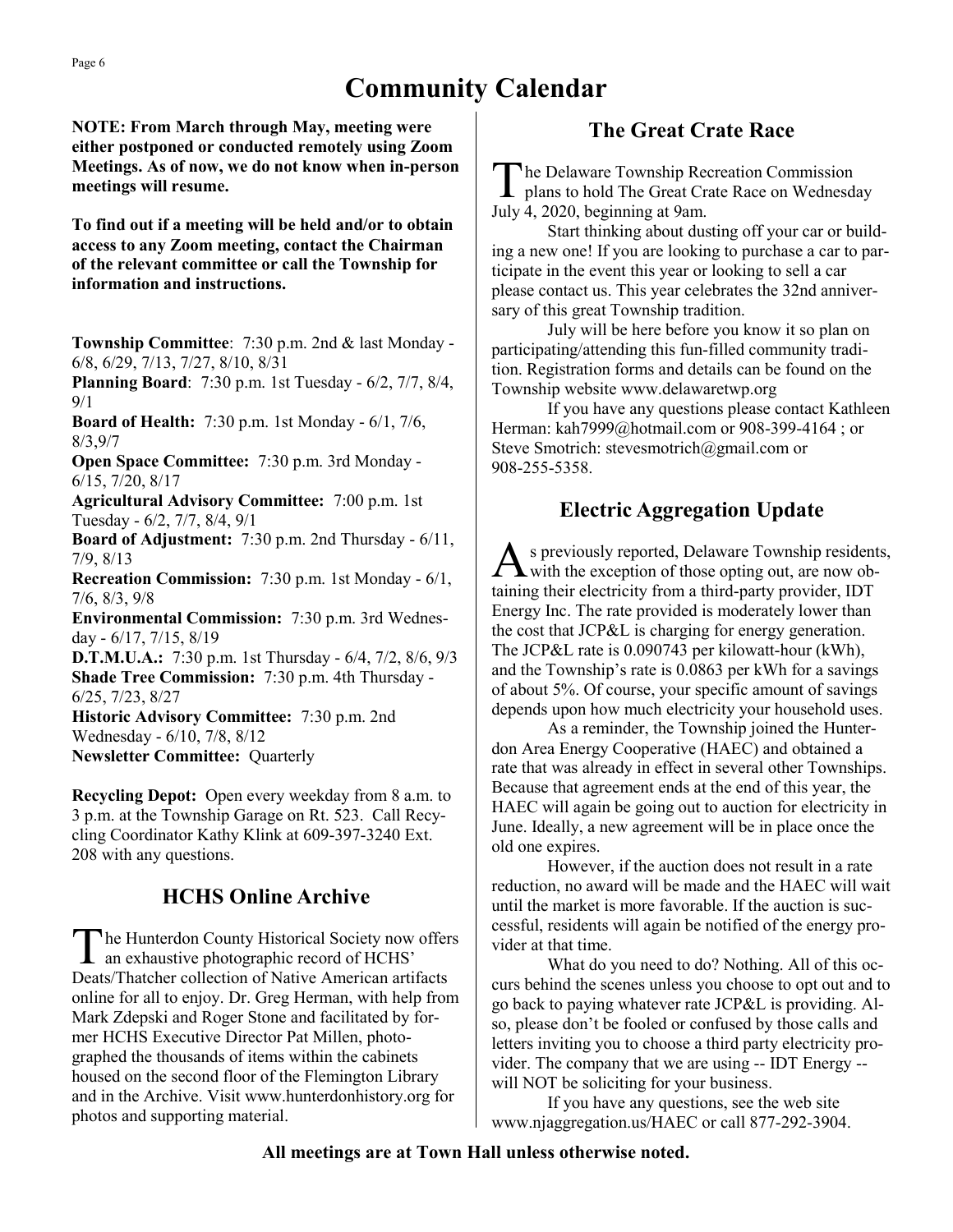# Community Calendar

**NOTE: From March through May, meeting were either postponed or conducted remotely using Zoom Meetings. As of now, we do not know when in-person meetings will resume.**

**To find out if a meeting will be held and/or to obtain access to any Zoom meeting, contact the Chairman of the relevant committee or call the Township for information and instructions.**

**Township Committee**: 7:30 p.m. 2nd & last Monday - 6/8, 6/29, 7/13, 7/27, 8/10, 8/31

**Planning Board**: 7:30 p.m. 1st Tuesday - 6/2, 7/7, 8/4, 9/1

**Board of Health:** 7:30 p.m. 1st Monday - 6/1, 7/6, 8/3,9/7

**Open Space Committee:** 7:30 p.m. 3rd Monday - 6/15, 7/20, 8/17

**Agricultural Advisory Committee:** 7:00 p.m. 1st Tuesday - 6/2, 7/7, 8/4, 9/1

**Board of Adjustment:** 7:30 p.m. 2nd Thursday - 6/11, 7/9, 8/13

**Recreation Commission:** 7:30 p.m. 1st Monday - 6/1, 7/6, 8/3, 9/8

**Environmental Commission:** 7:30 p.m. 3rd Wednesday - 6/17, 7/15, 8/19

**D.T.M.U.A.:** 7:30 p.m. 1st Thursday - 6/4, 7/2, 8/6, 9/3

**Shade Tree Commission:** 7:30 p.m. 4th Thursday - 6/25, 7/23, 8/27

**Historic Advisory Committee:** 7:30 p.m. 2nd Wednesday - 6/10, 7/8, 8/12

**Newsletter Committee:** Quarterly

**Recycling Depot:** Open every weekday from 8 a.m. to 3 p.m. at the Township Garage on Rt. 523. Call Recycling Coordinator Kathy Klink at 609-397-3240 Ext. 208 with any questions.

## HCHS Online Archive

The Hunterdon County Historical Society now offers an exhaustive photographic record of HCHS' Deats/Thatcher collection of Native American artifacts online for all to enjoy. Dr. Greg Herman, with help from Mark Zdepski and Roger Stone and facilitated by former HCHS Executive Director Pat Millen, photographed the thousands of items within the cabinets housed on the second floor of the Flemington Library and in the Archive. Visit www.hunterdonhistory.org for photos and supporting material.

## The Great Crate Race

The Delaware Township Recreation Commission plans to hold The Great Crate Race on Wednesday July 4, 2020, beginning at 9am.

Start thinking about dusting off your car or building a new one! If you are looking to purchase a car to participate in the event this year or looking to sell a car please contact us. This year celebrates the 32nd anniversary of this great Township tradition.

July will be here before you know it so plan on participating/attending this fun-filled community tradition. Registration forms and details can be found on the Township website www.delawaretwp.org

If you have any questions please contact Kathleen Herman: kah7999@hotmail.com or 908-399-4164 ; or Steve Smotrich: stevesmotrich@gmail.com or 908-255-5358.

## Electric Aggregation Update

As previously reported, Delaware Township residents, with the exception of those opting out, are now obtaining their electricity from a third-party provider, IDT Energy Inc. The rate provided is moderately lower than the cost that JCP&L is charging for energy generation. The JCP&L rate is 0.090743 per kilowatt-hour (kWh), and the Township's rate is 0.0863 per kWh for a savings of about 5%. Of course, your specific amount of savings depends upon how much electricity your household uses.

As a reminder, the Township joined the Hunterdon Area Energy Cooperative (HAEC) and obtained a rate that was already in effect in several other Townships. Because that agreement ends at the end of this year, the HAEC will again be going out to auction for electricity in June. Ideally, a new agreement will be in place once the old one expires.

However, if the auction does not result in a rate reduction, no award will be made and the HAEC will wait until the market is more favorable. If the auction is successful, residents will again be notified of the energy provider at that time.

What do you need to do? Nothing. All of this occurs behind the scenes unless you choose to opt out and to go back to paying whatever rate JCP&L is providing. Also, please don't be fooled or confused by those calls and letters inviting you to choose a third party electricity provider. The company that we are using -- IDT Energy -- will NOT be soliciting for your business.

If you have any questions, see the web site www.njaggregation.us/HAEC or call 877-292-3904.

**All meetings are at Town Hall unless otherwise noted.**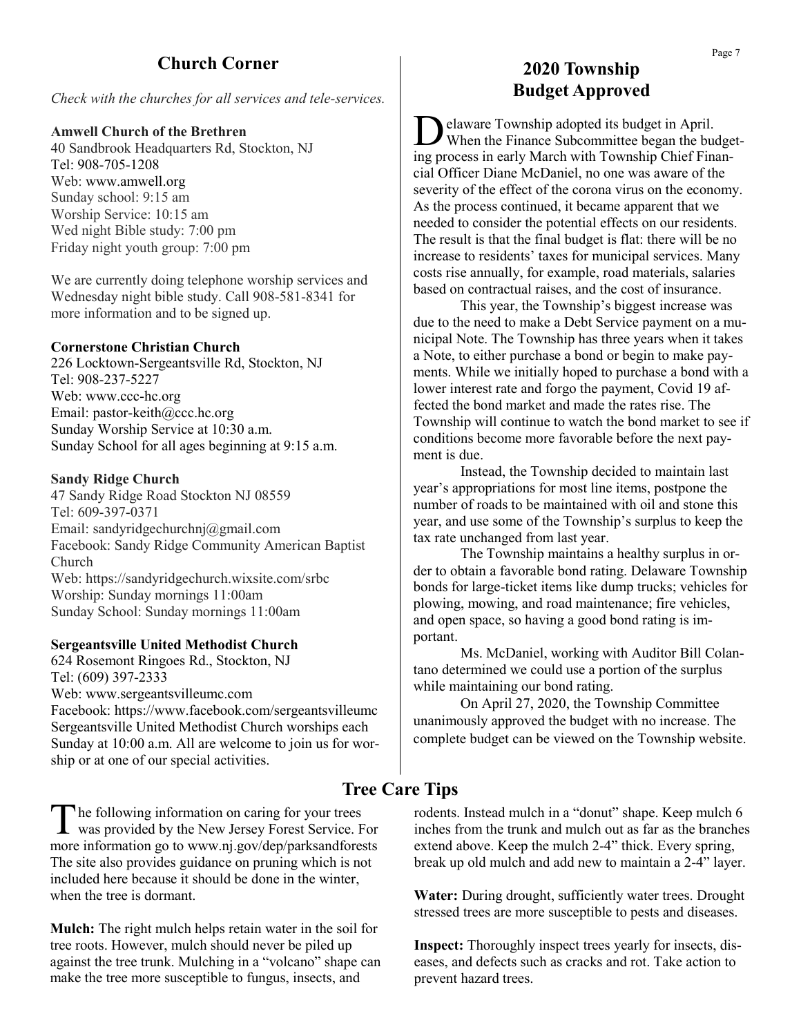## Church Corner

*Check with the churches for all services and tele-services.*

**Amwell Church of the Brethren**
40 Sandbrook Headquarters Rd, Stockton, NJ
Tel: 908-705-1208
Web: www.amwell.org
Sunday school: 9:15 am
Worship Service: 10:15 am
Wed night Bible study: 7:00 pm
Friday night youth group: 7:00 pm

We are currently doing telephone worship services and Wednesday night bible study. Call 908-581-8341 for more information and to be signed up.

**Cornerstone Christian Church**
226 Locktown-Sergeantsville Rd, Stockton, NJ
Tel: 908-237-5227
Web: www.ccc-hc.org
Email: pastor-keith@ccc.hc.org
Sunday Worship Service at 10:30 a.m.
Sunday School for all ages beginning at 9:15 a.m.

**Sandy Ridge Church**
47 Sandy Ridge Road Stockton NJ 08559
Tel: 609-397-0371
Email: sandyridgechurchnj@gmail.com
Facebook: Sandy Ridge Community American Baptist Church
Web: https://sandyridgechurch.wixsite.com/srbc
Worship: Sunday mornings 11:00am
Sunday School: Sunday mornings 11:00am

**Sergeantsville United Methodist Church**
624 Rosemont Ringoes Rd., Stockton, NJ
Tel: (609) 397-2333
Web: www.sergeantsvilleumc.com
Facebook: https://www.facebook.com/sergeantsvilleumc
Sergeantsville United Methodist Church worships each Sunday at 10:00 a.m. All are welcome to join us for worship or at one of our special activities.

## 2020 Township Budget Approved

Delaware Township adopted its budget in April. When the Finance Subcommittee began the budgeting process in early March with Township Chief Financial Officer Diane McDaniel, no one was aware of the severity of the effect of the corona virus on the economy. As the process continued, it became apparent that we needed to consider the potential effects on our residents. The result is that the final budget is flat: there will be no increase to residents' taxes for municipal services. Many costs rise annually, for example, road materials, salaries based on contractual raises, and the cost of insurance.

This year, the Township's biggest increase was due to the need to make a Debt Service payment on a municipal Note. The Township has three years when it takes a Note, to either purchase a bond or begin to make payments. While we initially hoped to purchase a bond with a lower interest rate and forgo the payment, Covid 19 affected the bond market and made the rates rise. The Township will continue to watch the bond market to see if conditions become more favorable before the next payment is due.

Instead, the Township decided to maintain last year's appropriations for most line items, postpone the number of roads to be maintained with oil and stone this year, and use some of the Township's surplus to keep the tax rate unchanged from last year.

The Township maintains a healthy surplus in order to obtain a favorable bond rating. Delaware Township bonds for large-ticket items like dump trucks; vehicles for plowing, mowing, and road maintenance; fire vehicles, and open space, so having a good bond rating is important.

Ms. McDaniel, working with Auditor Bill Colantano determined we could use a portion of the surplus while maintaining our bond rating.

On April 27, 2020, the Township Committee unanimously approved the budget with no increase. The complete budget can be viewed on the Township website.

## Tree Care Tips

The following information on caring for your trees was provided by the New Jersey Forest Service. For more information go to www.nj.gov/dep/parksandforests The site also provides guidance on pruning which is not included here because it should be done in the winter, when the tree is dormant.

**Mulch:** The right mulch helps retain water in the soil for tree roots. However, mulch should never be piled up against the tree trunk. Mulching in a "volcano" shape can make the tree more susceptible to fungus, insects, and rodents. Instead mulch in a "donut" shape. Keep mulch 6 inches from the trunk and mulch out as far as the branches extend above. Keep the mulch 2-4" thick. Every spring, break up old mulch and add new to maintain a 2-4" layer.

**Water:** During drought, sufficiently water trees. Drought stressed trees are more susceptible to pests and diseases.

**Inspect:** Thoroughly inspect trees yearly for insects, diseases, and defects such as cracks and rot. Take action to prevent hazard trees.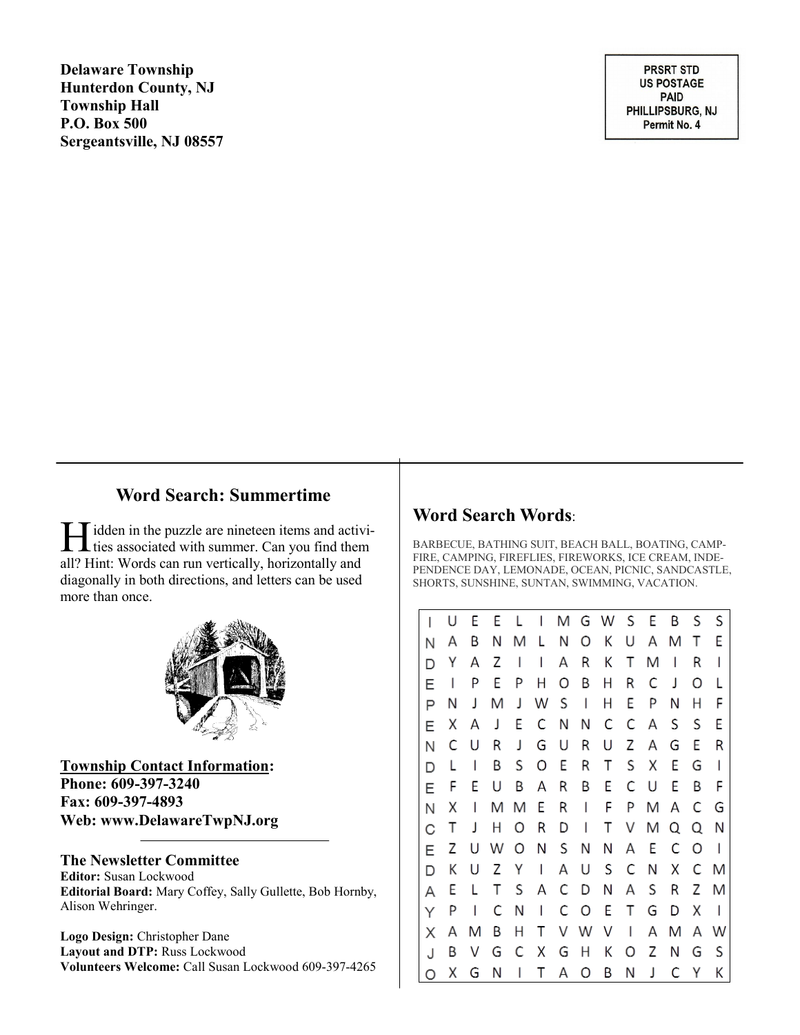**Delaware Township**
**Hunterdon County, NJ**
**Township Hall**
**P.O. Box 500**
**Sergeantsville, NJ 08557**

PRSRT STD
US POSTAGE
PAID
PHILLIPSBURG, NJ
Permit No. 4

## Word Search: Summertime

Hidden in the puzzle are nineteen items and activities associated with summer. Can you find them all? Hint: Words can run vertically, horizontally and diagonally in both directions, and letters can be used more than once.

**Township Contact Information:**
**Phone: 609-397-3240**
**Fax: 609-397-4893**
**Web: www.DelawareTwpNJ.org**

**The Newsletter Committee**
**Editor:** Susan Lockwood
**Editorial Board:** Mary Coffey, Sally Gullette, Bob Hornby, Alison Wehringer.

**Logo Design:** Christopher Dane
**Layout and DTP:** Russ Lockwood
**Volunteers Welcome:** Call Susan Lockwood 609-397-4265

## Word Search Words:

BARBECUE, BATHING SUIT, BEACH BALL, BOATING, CAMPFIRE, CAMPING, FIREFLIES, FIREWORKS, ICE CREAM, INDEPENDENCE DAY, LEMONADE, OCEAN, PICNIC, SANDCASTLE, SHORTS, SUNSHINE, SUNTAN, SWIMMING, VACATION.

| | | | | | | | | | | | | | | |
|---|---|---|---|---|---|---|---|---|---|---|---|---|---|---|
| I | U | E | E | L | I | M | G | W | S | E | B | S | S |
| N | A | B | N | M | L | N | O | K | U | A | M | T | E |
| D | Y | A | Z | I | I | A | R | K | T | M | I | R | I |
| E | I | P | E | P | H | O | B | H | R | C | J | O | L |
| P | N | J | M | J | W | S | I | H | E | P | N | H | F |
| E | X | A | J | E | C | N | N | C | C | A | S | S | E |
| N | C | U | R | J | G | U | R | U | Z | A | G | E | R |
| D | L | I | B | S | O | E | R | T | S | X | E | G | I |
| E | F | E | U | B | A | R | B | E | C | U | E | B | F |
| N | X | I | M | M | E | R | I | F | P | M | A | C | G |
| C | T | J | H | O | R | D | I | T | V | M | Q | Q | N |
| E | Z | U | W | O | N | S | N | N | A | E | C | O | I |
| D | K | U | Z | Y | I | A | U | S | C | N | X | C | M |
| A | E | L | T | S | A | C | D | N | A | S | R | Z | M |
| Y | P | I | C | N | I | C | O | E | T | G | D | X | I |
| X | A | M | B | H | T | V | W | V | I | A | M | A | W |
| J | B | V | G | C | X | G | H | K | O | Z | N | G | S |
| O | X | G | N | I | T | A | O | B | N | J | C | Y | K |